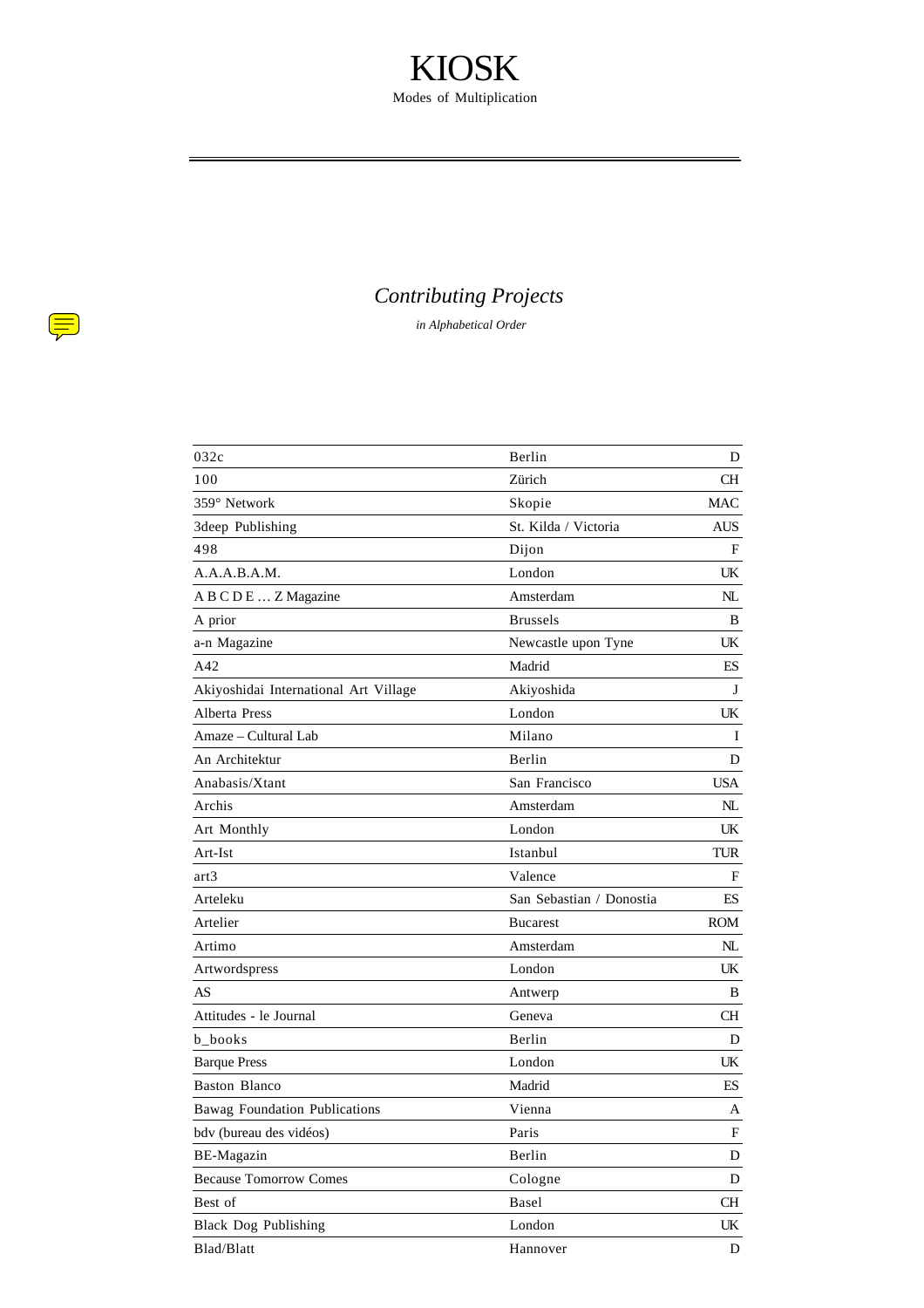# KIOSK

Modes of Multiplication

## *Contributing Projects*

*in Alphabetical Order*

| | | |
|---|---|---|
| 032c | Berlin | D |
| 100 | Zürich | CH |
| 359° Network | Skopie | MAC |
| 3deep Publishing | St. Kilda / Victoria | AUS |
| 498 | Dijon | F |
| A.A.A.B.A.M. | London | UK |
| A B C D E … Z Magazine | Amsterdam | NL |
| A prior | Brussels | B |
| a-n Magazine | Newcastle upon Tyne | UK |
| A42 | Madrid | ES |
| Akiyoshidai International Art Village | Akiyoshida | J |
| Alberta Press | London | UK |
| Amaze – Cultural Lab | Milano | I |
| An Architektur | Berlin | D |
| Anabasis/Xtant | San Francisco | USA |
| Archis | Amsterdam | NL |
| Art Monthly | London | UK |
| Art-Ist | Istanbul | TUR |
| art3 | Valence | F |
| Arteleku | San Sebastian / Donostia | ES |
| Artelier | Bucarest | ROM |
| Artimo | Amsterdam | NL |
| Artwordspress | London | UK |
| AS | Antwerp | B |
| Attitudes - le Journal | Geneva | CH |
| b_books | Berlin | D |
| Barque Press | London | UK |
| Baston Blanco | Madrid | ES |
| Bawag Foundation Publications | Vienna | A |
| bdv (bureau des vidéos) | Paris | F |
| BE-Magazin | Berlin | D |
| Because Tomorrow Comes | Cologne | D |
| Best of | Basel | CH |
| Black Dog Publishing | London | UK |
| Blad/Blatt | Hannover | D |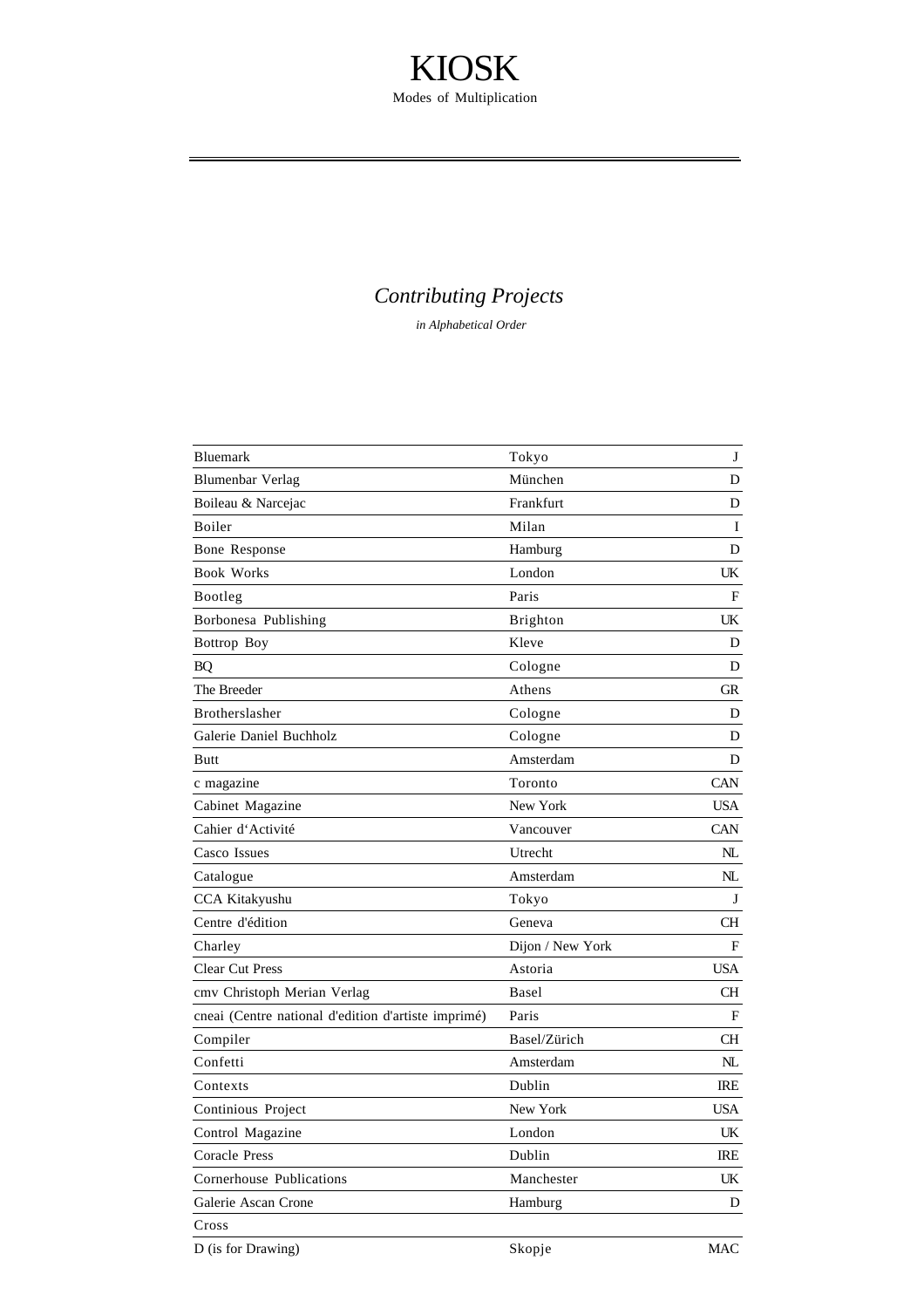# KIOSK

Modes of Multiplication

## *Contributing Projects*

*in Alphabetical Order*

| | | |
|---|---|---|
| Bluemark | Tokyo | J |
| Blumenbar Verlag | München | D |
| Boileau & Narcejac | Frankfurt | D |
| Boiler | Milan | I |
| Bone Response | Hamburg | D |
| Book Works | London | UK |
| Bootleg | Paris | F |
| Borbonesa Publishing | Brighton | UK |
| Bottrop Boy | Kleve | D |
| BQ | Cologne | D |
| The Breeder | Athens | GR |
| Brotherslasher | Cologne | D |
| Galerie Daniel Buchholz | Cologne | D |
| Butt | Amsterdam | D |
| c magazine | Toronto | CAN |
| Cabinet Magazine | New York | USA |
| Cahier d'Activité | Vancouver | CAN |
| Casco Issues | Utrecht | NL |
| Catalogue | Amsterdam | NL |
| CCA Kitakyushu | Tokyo | J |
| Centre d'édition | Geneva | CH |
| Charley | Dijon / New York | F |
| Clear Cut Press | Astoria | USA |
| cmv Christoph Merian Verlag | Basel | CH |
| cneai (Centre national d'edition d'artiste imprimé) | Paris | F |
| Compiler | Basel/Zürich | CH |
| Confetti | Amsterdam | NL |
| Contexts | Dublin | IRE |
| Continious Project | New York | USA |
| Control Magazine | London | UK |
| Coracle Press | Dublin | IRE |
| Cornerhouse Publications | Manchester | UK |
| Galerie Ascan Crone | Hamburg | D |
| Cross | | |
| D (is for Drawing) | Skopje | MAC |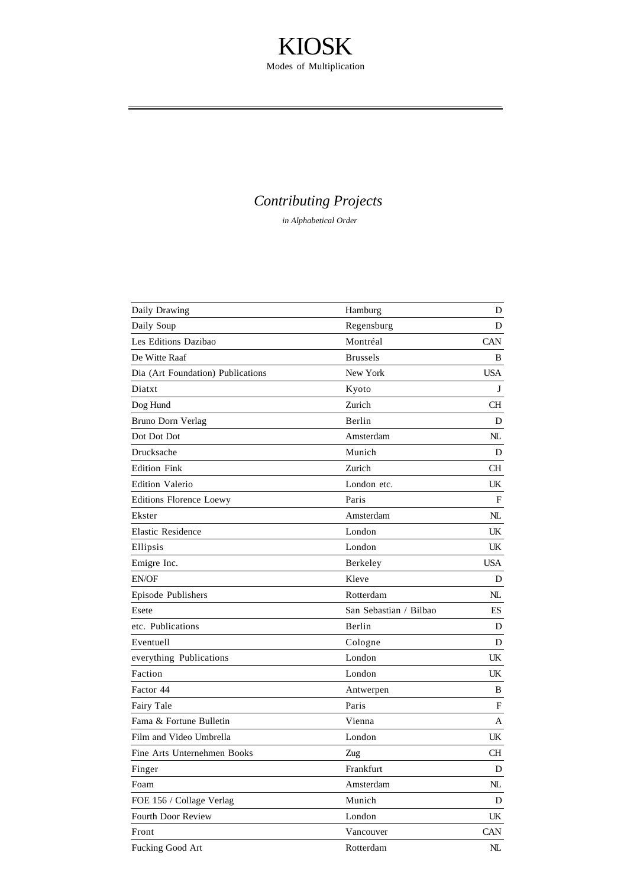# KIOSK

Modes of Multiplication

## *Contributing Projects*

*in Alphabetical Order*

| | | |
|---|---|---|
| Daily Drawing | Hamburg | D |
| Daily Soup | Regensburg | D |
| Les Editions Dazibao | Montréal | CAN |
| De Witte Raaf | Brussels | B |
| Dia (Art Foundation) Publications | New York | USA |
| Diatxt | Kyoto | J |
| Dog Hund | Zurich | CH |
| Bruno Dorn Verlag | Berlin | D |
| Dot Dot Dot | Amsterdam | NL |
| Drucksache | Munich | D |
| Edition Fink | Zurich | CH |
| Edition Valerio | London etc. | UK |
| Editions Florence Loewy | Paris | F |
| Ekster | Amsterdam | NL |
| Elastic Residence | London | UK |
| Ellipsis | London | UK |
| Emigre Inc. | Berkeley | USA |
| EN/OF | Kleve | D |
| Episode Publishers | Rotterdam | NL |
| Esete | San Sebastian / Bilbao | ES |
| etc. Publications | Berlin | D |
| Eventuell | Cologne | D |
| everything Publications | London | UK |
| Faction | London | UK |
| Factor 44 | Antwerpen | B |
| Fairy Tale | Paris | F |
| Fama & Fortune Bulletin | Vienna | A |
| Film and Video Umbrella | London | UK |
| Fine Arts Unternehmen Books | Zug | CH |
| Finger | Frankfurt | D |
| Foam | Amsterdam | NL |
| FOE 156 / Collage Verlag | Munich | D |
| Fourth Door Review | London | UK |
| Front | Vancouver | CAN |
| Fucking Good Art | Rotterdam | NL |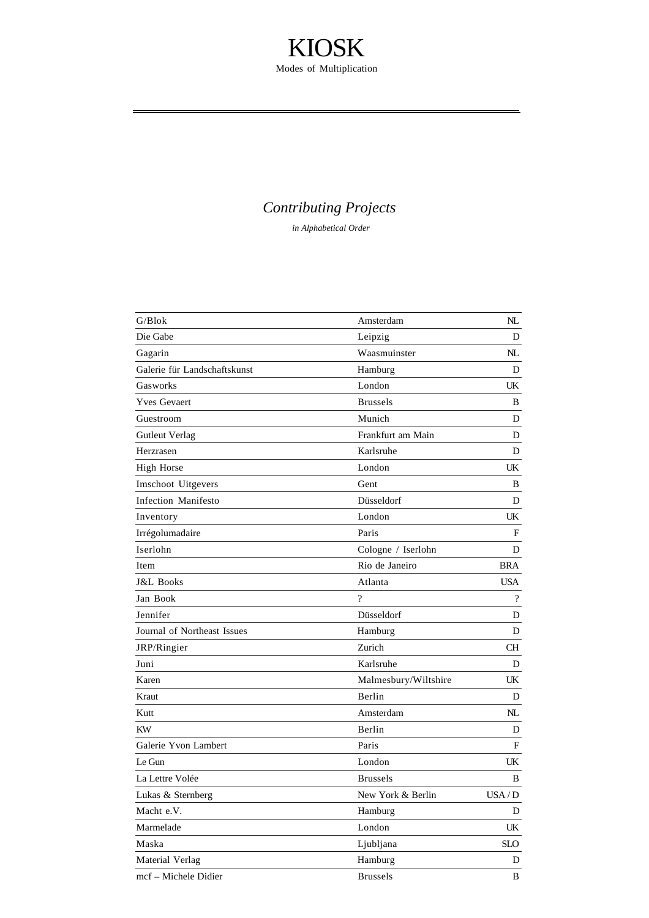# KIOSK

Modes of Multiplication

## *Contributing Projects*

*in Alphabetical Order*

| | | |
|---|---|---|
| G/Blok | Amsterdam | NL |
| Die Gabe | Leipzig | D |
| Gagarin | Waasmuinster | NL |
| Galerie für Landschaftskunst | Hamburg | D |
| Gasworks | London | UK |
| Yves Gevaert | Brussels | B |
| Guestroom | Munich | D |
| Gutleut Verlag | Frankfurt am Main | D |
| Herzrasen | Karlsruhe | D |
| High Horse | London | UK |
| Imschoot Uitgevers | Gent | B |
| Infection Manifesto | Düsseldorf | D |
| Inventory | London | UK |
| Irrégolumadaire | Paris | F |
| Iserlohn | Cologne / Iserlohn | D |
| Item | Rio de Janeiro | BRA |
| J&L Books | Atlanta | USA |
| Jan Book | ? | ? |
| Jennifer | Düsseldorf | D |
| Journal of Northeast Issues | Hamburg | D |
| JRP/Ringier | Zurich | CH |
| Juni | Karlsruhe | D |
| Karen | Malmesbury/Wiltshire | UK |
| Kraut | Berlin | D |
| Kutt | Amsterdam | NL |
| KW | Berlin | D |
| Galerie Yvon Lambert | Paris | F |
| Le Gun | London | UK |
| La Lettre Volée | Brussels | B |
| Lukas & Sternberg | New York & Berlin | USA / D |
| Macht e.V. | Hamburg | D |
| Marmelade | London | UK |
| Maska | Ljubljana | SLO |
| Material Verlag | Hamburg | D |
| mcf – Michele Didier | Brussels | B |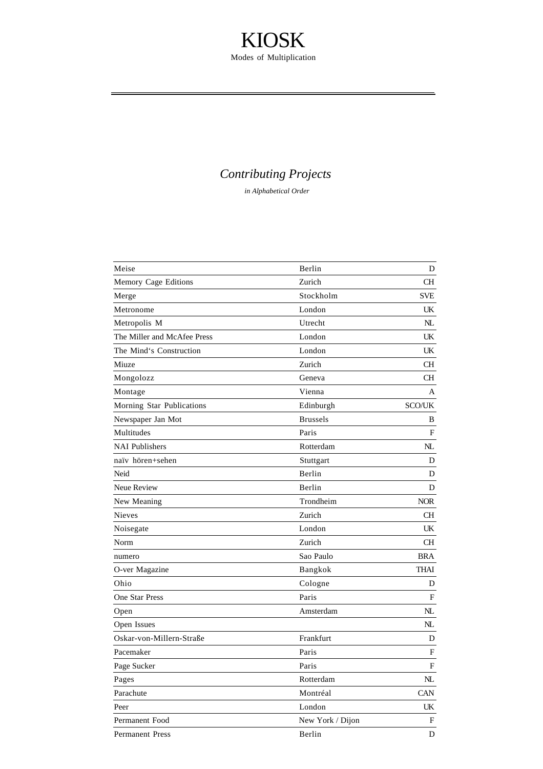# KIOSK

Modes of Multiplication

## *Contributing Projects*

*in Alphabetical Order*

| | | |
|---|---|---|
| Meise | Berlin | D |
| Memory Cage Editions | Zurich | CH |
| Merge | Stockholm | SVE |
| Metronome | London | UK |
| Metropolis M | Utrecht | NL |
| The Miller and McAfee Press | London | UK |
| The Mind‘s Construction | London | UK |
| Miuze | Zurich | CH |
| Mongolozz | Geneva | CH |
| Montage | Vienna | A |
| Morning Star Publications | Edinburgh | SCO/UK |
| Newspaper Jan Mot | Brussels | B |
| Multitudes | Paris | F |
| NAI Publishers | Rotterdam | NL |
| naïv hören+sehen | Stuttgart | D |
| Neid | Berlin | D |
| Neue Review | Berlin | D |
| New Meaning | Trondheim | NOR |
| Nieves | Zurich | CH |
| Noisegate | London | UK |
| Norm | Zurich | CH |
| numero | Sao Paulo | BRA |
| O-ver Magazine | Bangkok | THAI |
| Ohio | Cologne | D |
| One Star Press | Paris | F |
| Open | Amsterdam | NL |
| Open Issues | | NL |
| Oskar-von-Millern-Straße | Frankfurt | D |
| Pacemaker | Paris | F |
| Page Sucker | Paris | F |
| Pages | Rotterdam | NL |
| Parachute | Montréal | CAN |
| Peer | London | UK |
| Permanent Food | New York / Dijon | F |
| Permanent Press | Berlin | D |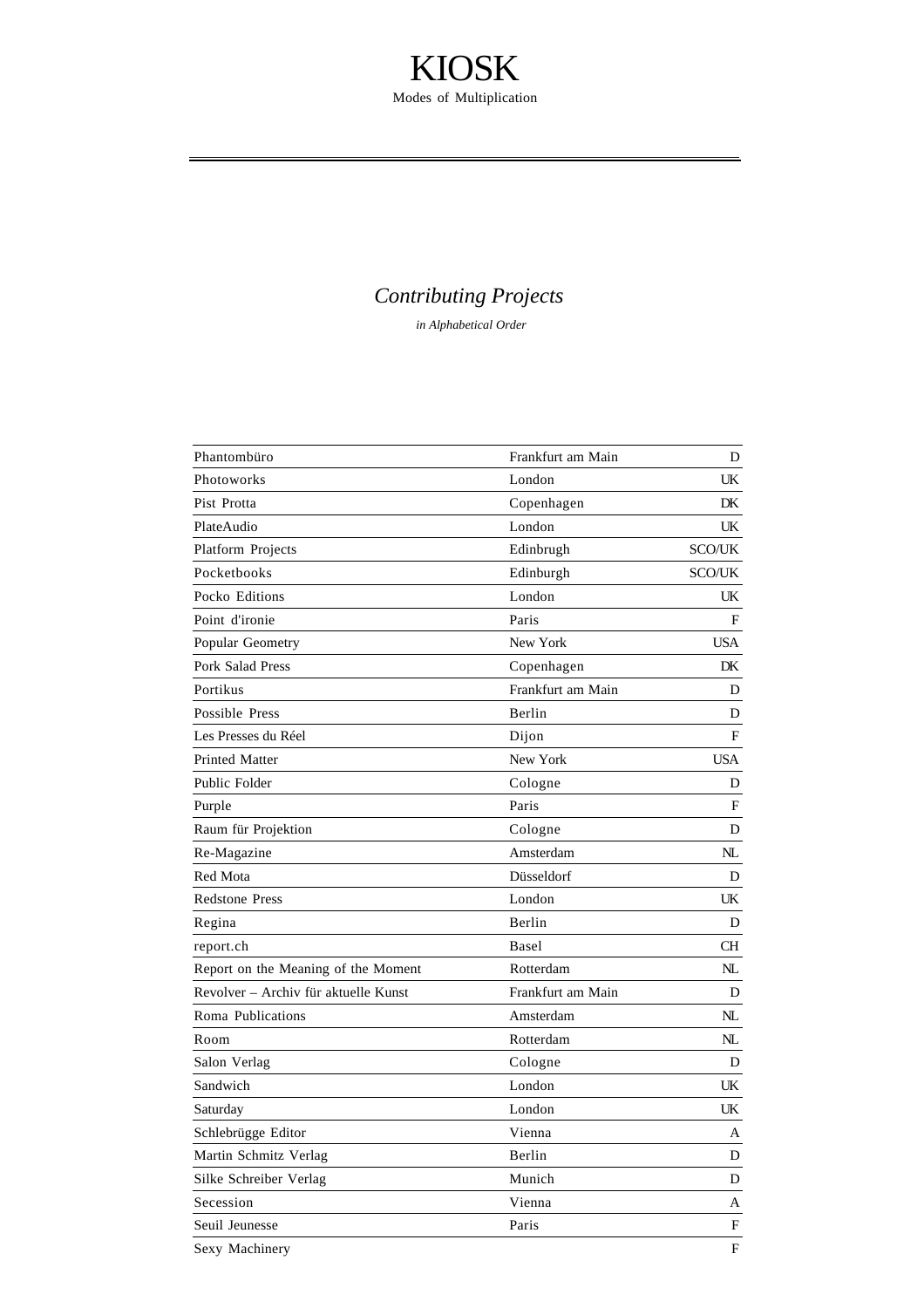# KIOSK

Modes of Multiplication

## *Contributing Projects*

*in Alphabetical Order*

| | | |
|---|---|---|
| Phantombüro | Frankfurt am Main | D |
| Photoworks | London | UK |
| Pist Protta | Copenhagen | DK |
| PlateAudio | London | UK |
| Platform Projects | Edinbrugh | SCO/UK |
| Pocketbooks | Edinburgh | SCO/UK |
| Pocko Editions | London | UK |
| Point d'ironie | Paris | F |
| Popular Geometry | New York | USA |
| Pork Salad Press | Copenhagen | DK |
| Portikus | Frankfurt am Main | D |
| Possible Press | Berlin | D |
| Les Presses du Réel | Dijon | F |
| Printed Matter | New York | USA |
| Public Folder | Cologne | D |
| Purple | Paris | F |
| Raum für Projektion | Cologne | D |
| Re-Magazine | Amsterdam | NL |
| Red Mota | Düsseldorf | D |
| Redstone Press | London | UK |
| Regina | Berlin | D |
| report.ch | Basel | CH |
| Report on the Meaning of the Moment | Rotterdam | NL |
| Revolver – Archiv für aktuelle Kunst | Frankfurt am Main | D |
| Roma Publications | Amsterdam | NL |
| Room | Rotterdam | NL |
| Salon Verlag | Cologne | D |
| Sandwich | London | UK |
| Saturday | London | UK |
| Schlebrügge Editor | Vienna | A |
| Martin Schmitz Verlag | Berlin | D |
| Silke Schreiber Verlag | Munich | D |
| Secession | Vienna | A |
| Seuil Jeunesse | Paris | F |
| Sexy Machinery | | F |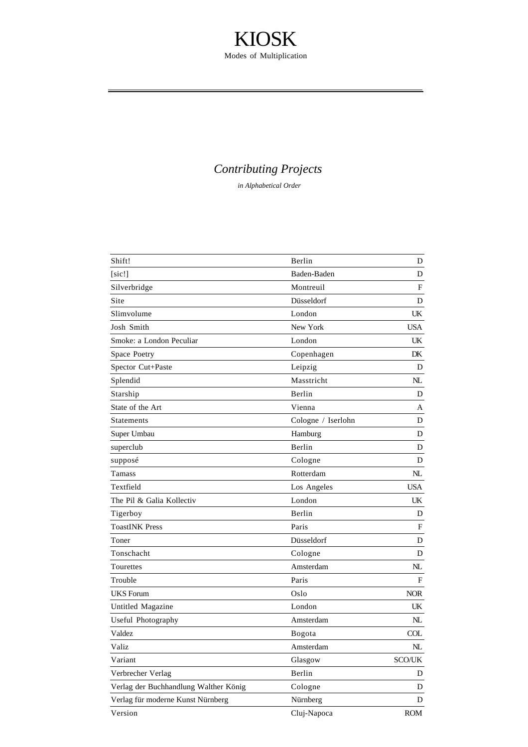# KIOSK

Modes of Multiplication

## *Contributing Projects*

*in Alphabetical Order*

| | | |
|---|---|---|
| Shift! | Berlin | D |
| [sic!] | Baden-Baden | D |
| Silverbridge | Montreuil | F |
| Site | Düsseldorf | D |
| Slimvolume | London | UK |
| Josh Smith | New York | USA |
| Smoke: a London Peculiar | London | UK |
| Space Poetry | Copenhagen | DK |
| Spector Cut+Paste | Leipzig | D |
| Splendid | Masstricht | NL |
| Starship | Berlin | D |
| State of the Art | Vienna | A |
| Statements | Cologne / Iserlohn | D |
| Super Umbau | Hamburg | D |
| superclub | Berlin | D |
| supposé | Cologne | D |
| Tamass | Rotterdam | NL |
| Textfield | Los Angeles | USA |
| The Pil & Galia Kollectiv | London | UK |
| Tigerboy | Berlin | D |
| ToastINK Press | Paris | F |
| Toner | Düsseldorf | D |
| Tonschacht | Cologne | D |
| Tourettes | Amsterdam | NL |
| Trouble | Paris | F |
| UKS Forum | Oslo | NOR |
| Untitled Magazine | London | UK |
| Useful Photography | Amsterdam | NL |
| Valdez | Bogota | COL |
| Valiz | Amsterdam | NL |
| Variant | Glasgow | SCO/UK |
| Verbrecher Verlag | Berlin | D |
| Verlag der Buchhandlung Walther König | Cologne | D |
| Verlag für moderne Kunst Nürnberg | Nürnberg | D |
| Version | Cluj-Napoca | ROM |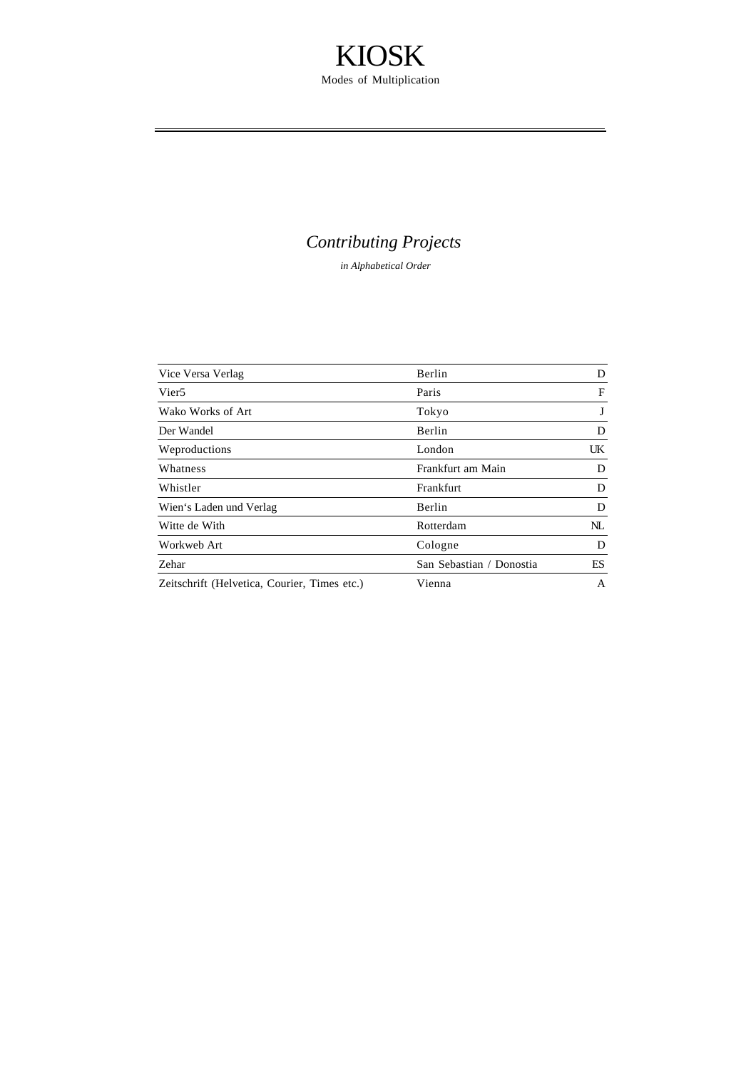# KIOSK

Modes of Multiplication

## *Contributing Projects*

*in Alphabetical Order*

| | | |
|---|---|---|
| Vice Versa Verlag | Berlin | D |
| Vier5 | Paris | F |
| Wako Works of Art | Tokyo | J |
| Der Wandel | Berlin | D |
| Weproductions | London | UK |
| Whatness | Frankfurt am Main | D |
| Whistler | Frankfurt | D |
| Wien‘s Laden und Verlag | Berlin | D |
| Witte de With | Rotterdam | NL |
| Workweb Art | Cologne | D |
| Zehar | San Sebastian / Donostia | ES |
| Zeitschrift (Helvetica, Courier, Times etc.) | Vienna | A |